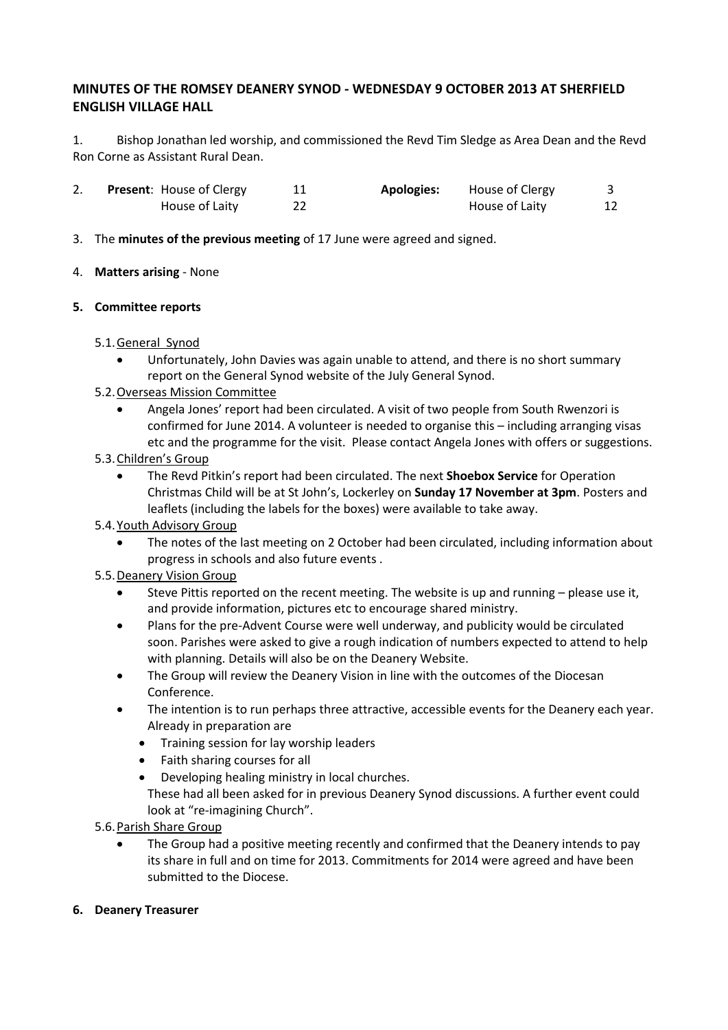**MINUTES OF THE ROMSEY DEANERY SYNOD - WEDNESDAY 9 OCTOBER 2013 AT SHERFIELD ENGLISH VILLAGE HALL**

1. Bishop Jonathan led worship, and commissioned the Revd Tim Sledge as Area Dean and the Revd Ron Corne as Assistant Rural Dean.

2. **Present**: House of Clergy 11; House of Laity 22. **Apologies:** House of Clergy 3; House of Laity 12

3. The **minutes of the previous meeting** of 17 June were agreed and signed.

4. **Matters arising** - None

**5. Committee reports**

5.1. General Synod
- Unfortunately, John Davies was again unable to attend, and there is no short summary report on the General Synod website of the July General Synod.

5.2. Overseas Mission Committee
- Angela Jones' report had been circulated. A visit of two people from South Rwenzori is confirmed for June 2014. A volunteer is needed to organise this – including arranging visas etc and the programme for the visit. Please contact Angela Jones with offers or suggestions.

5.3. Children's Group
- The Revd Pitkin's report had been circulated. The next **Shoebox Service** for Operation Christmas Child will be at St John's, Lockerley on **Sunday 17 November at 3pm**. Posters and leaflets (including the labels for the boxes) were available to take away.

5.4. Youth Advisory Group
- The notes of the last meeting on 2 October had been circulated, including information about progress in schools and also future events .

5.5. Deanery Vision Group
- Steve Pittis reported on the recent meeting. The website is up and running – please use it, and provide information, pictures etc to encourage shared ministry.
- Plans for the pre-Advent Course were well underway, and publicity would be circulated soon. Parishes were asked to give a rough indication of numbers expected to attend to help with planning. Details will also be on the Deanery Website.
- The Group will review the Deanery Vision in line with the outcomes of the Diocesan Conference.
- The intention is to run perhaps three attractive, accessible events for the Deanery each year. Already in preparation are
  - Training session for lay worship leaders
  - Faith sharing courses for all
  - Developing healing ministry in local churches.

  These had all been asked for in previous Deanery Synod discussions. A further event could look at "re-imagining Church".

5.6. Parish Share Group
- The Group had a positive meeting recently and confirmed that the Deanery intends to pay its share in full and on time for 2013. Commitments for 2014 were agreed and have been submitted to the Diocese.

**6. Deanery Treasurer**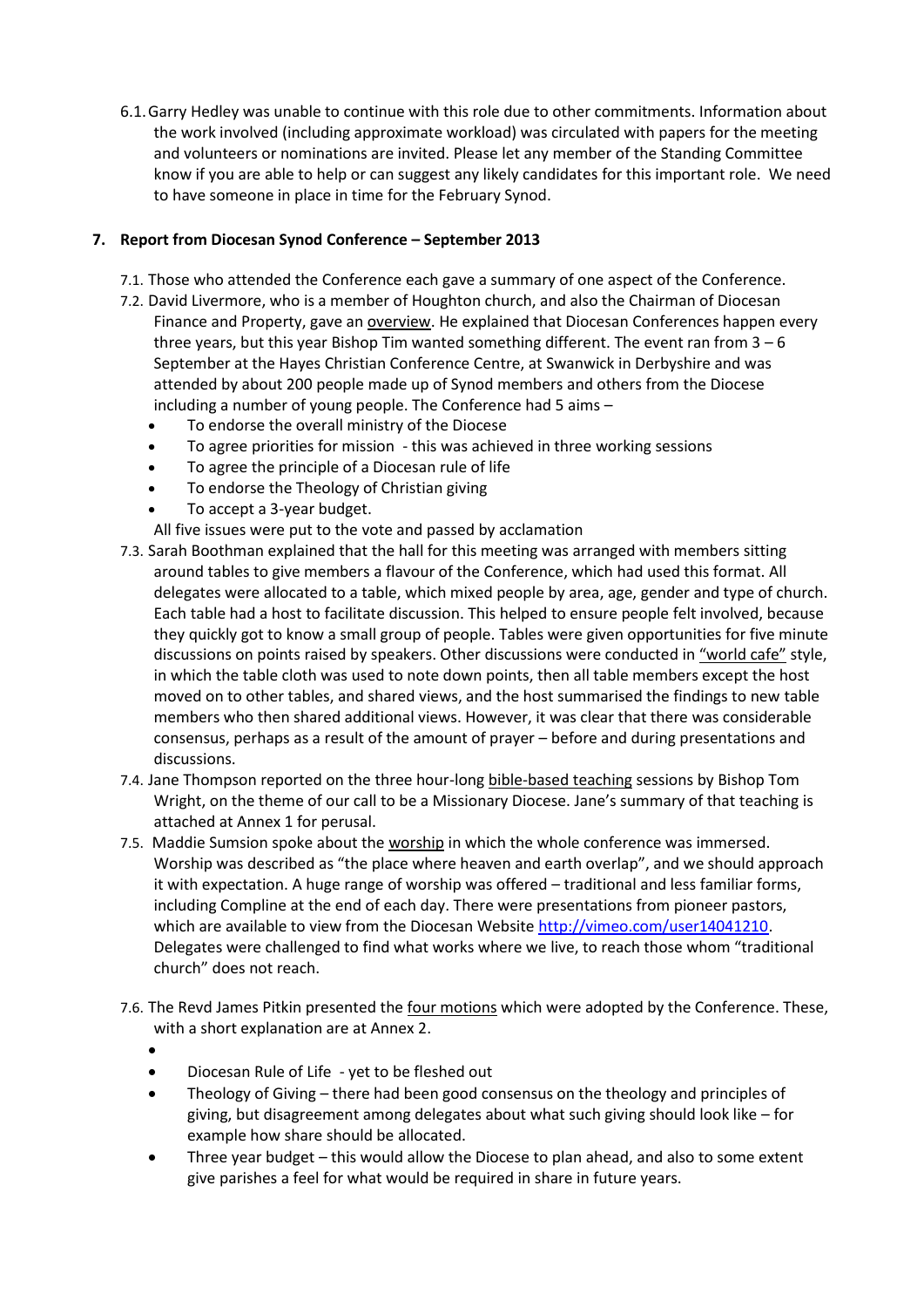6.1. Garry Hedley was unable to continue with this role due to other commitments. Information about the work involved (including approximate workload) was circulated with papers for the meeting and volunteers or nominations are invited. Please let any member of the Standing Committee know if you are able to help or can suggest any likely candidates for this important role. We need to have someone in place in time for the February Synod.

## 7. Report from Diocesan Synod Conference – September 2013

7.1. Those who attended the Conference each gave a summary of one aspect of the Conference.

7.2. David Livermore, who is a member of Houghton church, and also the Chairman of Diocesan Finance and Property, gave an overview. He explained that Diocesan Conferences happen every three years, but this year Bishop Tim wanted something different. The event ran from 3 – 6 September at the Hayes Christian Conference Centre, at Swanwick in Derbyshire and was attended by about 200 people made up of Synod members and others from the Diocese including a number of young people. The Conference had 5 aims –

- To endorse the overall ministry of the Diocese
- To agree priorities for mission - this was achieved in three working sessions
- To agree the principle of a Diocesan rule of life
- To endorse the Theology of Christian giving
- To accept a 3-year budget.

All five issues were put to the vote and passed by acclamation

7.3. Sarah Boothman explained that the hall for this meeting was arranged with members sitting around tables to give members a flavour of the Conference, which had used this format. All delegates were allocated to a table, which mixed people by area, age, gender and type of church. Each table had a host to facilitate discussion. This helped to ensure people felt involved, because they quickly got to know a small group of people. Tables were given opportunities for five minute discussions on points raised by speakers. Other discussions were conducted in "world cafe" style, in which the table cloth was used to note down points, then all table members except the host moved on to other tables, and shared views, and the host summarised the findings to new table members who then shared additional views. However, it was clear that there was considerable consensus, perhaps as a result of the amount of prayer – before and during presentations and discussions.

7.4. Jane Thompson reported on the three hour-long bible-based teaching sessions by Bishop Tom Wright, on the theme of our call to be a Missionary Diocese. Jane's summary of that teaching is attached at Annex 1 for perusal.

7.5. Maddie Sumsion spoke about the worship in which the whole conference was immersed. Worship was described as "the place where heaven and earth overlap", and we should approach it with expectation. A huge range of worship was offered – traditional and less familiar forms, including Compline at the end of each day. There were presentations from pioneer pastors, which are available to view from the Diocesan Website http://vimeo.com/user14041210. Delegates were challenged to find what works where we live, to reach those whom "traditional church" does not reach.

7.6. The Revd James Pitkin presented the four motions which were adopted by the Conference. These, with a short explanation are at Annex 2.

- 
- Diocesan Rule of Life - yet to be fleshed out
- Theology of Giving – there had been good consensus on the theology and principles of giving, but disagreement among delegates about what such giving should look like – for example how share should be allocated.
- Three year budget – this would allow the Diocese to plan ahead, and also to some extent give parishes a feel for what would be required in share in future years.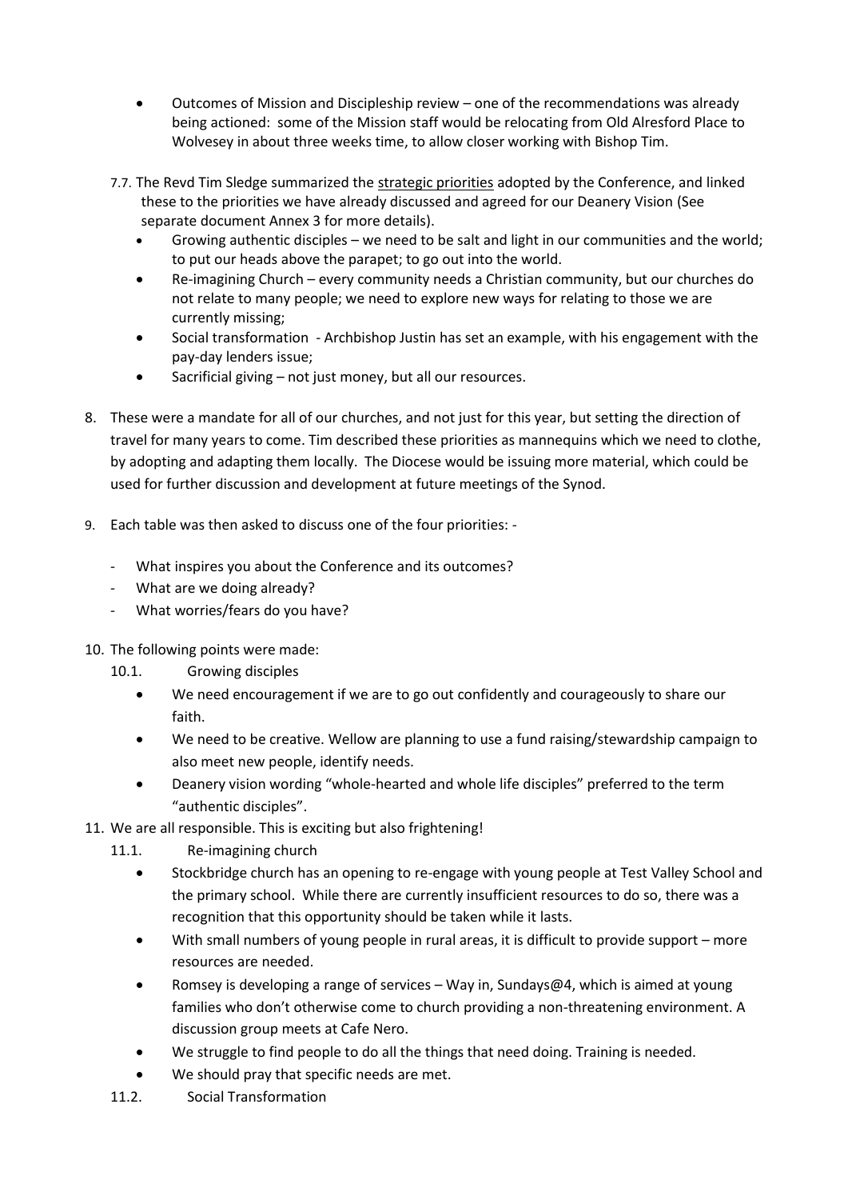- Outcomes of Mission and Discipleship review – one of the recommendations was already being actioned: some of the Mission staff would be relocating from Old Alresford Place to Wolvesey in about three weeks time, to allow closer working with Bishop Tim.

7.7. The Revd Tim Sledge summarized the strategic priorities adopted by the Conference, and linked these to the priorities we have already discussed and agreed for our Deanery Vision (See separate document Annex 3 for more details).

- Growing authentic disciples – we need to be salt and light in our communities and the world; to put our heads above the parapet; to go out into the world.
- Re-imagining Church – every community needs a Christian community, but our churches do not relate to many people; we need to explore new ways for relating to those we are currently missing;
- Social transformation - Archbishop Justin has set an example, with his engagement with the pay-day lenders issue;
- Sacrificial giving – not just money, but all our resources.

8. These were a mandate for all of our churches, and not just for this year, but setting the direction of travel for many years to come. Tim described these priorities as mannequins which we need to clothe, by adopting and adapting them locally. The Diocese would be issuing more material, which could be used for further discussion and development at future meetings of the Synod.

9. Each table was then asked to discuss one of the four priorities: -

   - What inspires you about the Conference and its outcomes?
   - What are we doing already?
   - What worries/fears do you have?

10. The following points were made:

    10.1. Growing disciples

    - We need encouragement if we are to go out confidently and courageously to share our faith.
    - We need to be creative. Wellow are planning to use a fund raising/stewardship campaign to also meet new people, identify needs.
    - Deanery vision wording "whole-hearted and whole life disciples" preferred to the term "authentic disciples".

11. We are all responsible. This is exciting but also frightening!

    11.1. Re-imagining church

    - Stockbridge church has an opening to re-engage with young people at Test Valley School and the primary school. While there are currently insufficient resources to do so, there was a recognition that this opportunity should be taken while it lasts.
    - With small numbers of young people in rural areas, it is difficult to provide support – more resources are needed.
    - Romsey is developing a range of services – Way in, Sundays@4, which is aimed at young families who don't otherwise come to church providing a non-threatening environment. A discussion group meets at Cafe Nero.
    - We struggle to find people to do all the things that need doing. Training is needed.
    - We should pray that specific needs are met.

    11.2. Social Transformation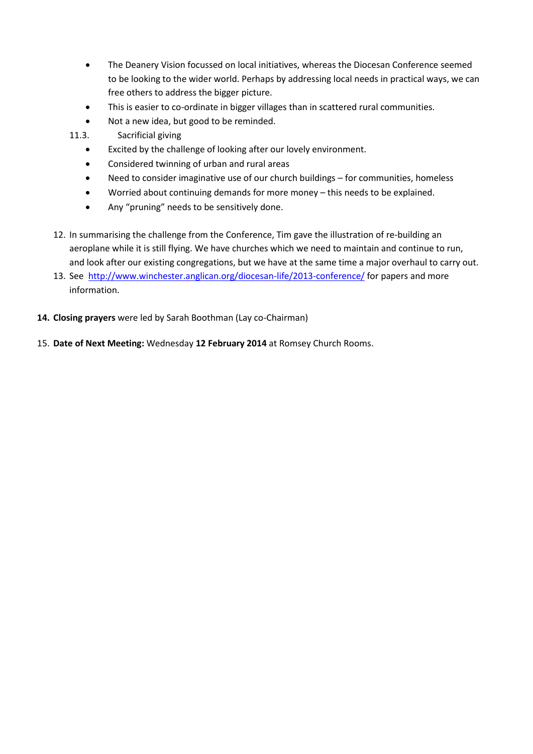- The Deanery Vision focussed on local initiatives, whereas the Diocesan Conference seemed to be looking to the wider world. Perhaps by addressing local needs in practical ways, we can free others to address the bigger picture.
- This is easier to co-ordinate in bigger villages than in scattered rural communities.
- Not a new idea, but good to be reminded.

11.3. Sacrificial giving

- Excited by the challenge of looking after our lovely environment.
- Considered twinning of urban and rural areas
- Need to consider imaginative use of our church buildings – for communities, homeless
- Worried about continuing demands for more money – this needs to be explained.
- Any "pruning" needs to be sensitively done.

12. In summarising the challenge from the Conference, Tim gave the illustration of re-building an aeroplane while it is still flying. We have churches which we need to maintain and continue to run, and look after our existing congregations, but we have at the same time a major overhaul to carry out.
13. See [http://www.winchester.anglican.org/diocesan-life/2013-conference/](http://www.winchester.anglican.org/diocesan-life/2013-conference/) for papers and more information.

14. **Closing prayers** were led by Sarah Boothman (Lay co-Chairman)

15. **Date of Next Meeting:** Wednesday **12 February 2014** at Romsey Church Rooms.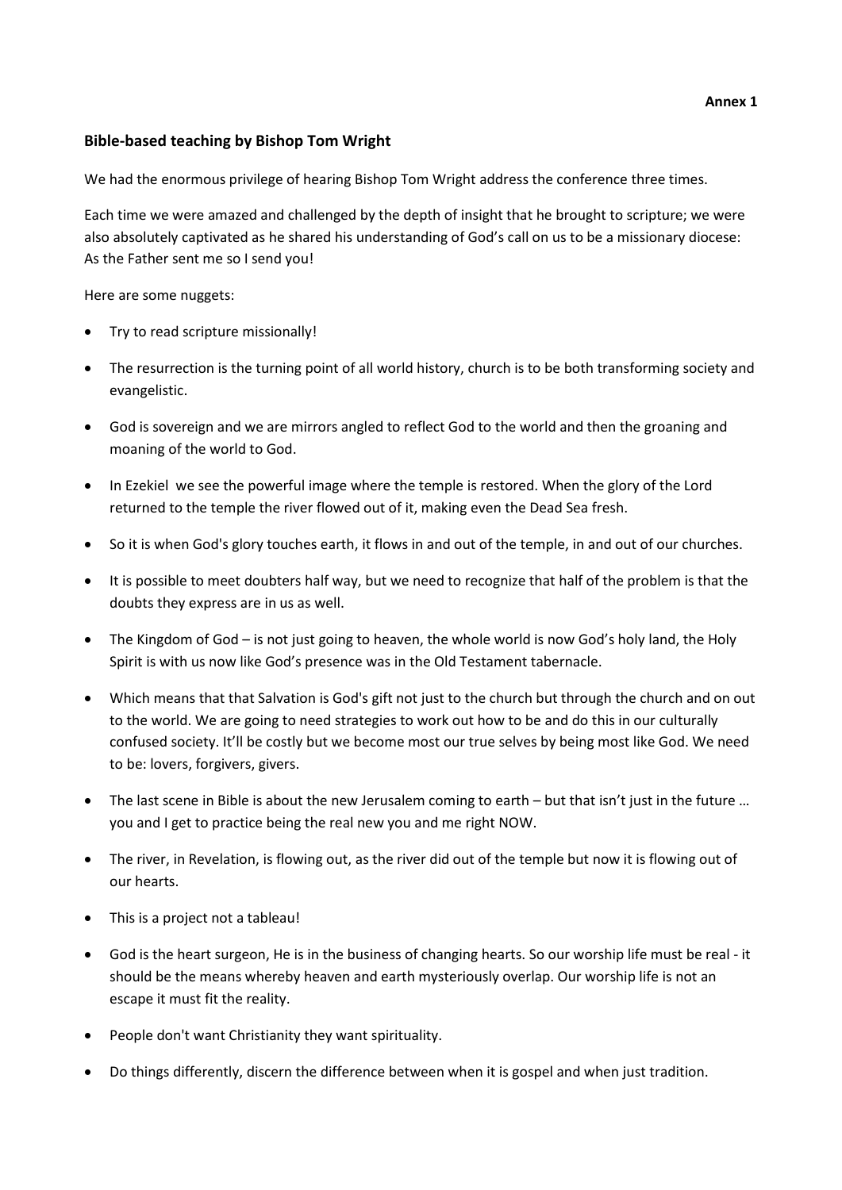**Annex 1**

## Bible-based teaching by Bishop Tom Wright

We had the enormous privilege of hearing Bishop Tom Wright address the conference three times.

Each time we were amazed and challenged by the depth of insight that he brought to scripture; we were also absolutely captivated as he shared his understanding of God's call on us to be a missionary diocese: As the Father sent me so I send you!

Here are some nuggets:

- Try to read scripture missionally!
- The resurrection is the turning point of all world history, church is to be both transforming society and evangelistic.
- God is sovereign and we are mirrors angled to reflect God to the world and then the groaning and moaning of the world to God.
- In Ezekiel we see the powerful image where the temple is restored. When the glory of the Lord returned to the temple the river flowed out of it, making even the Dead Sea fresh.
- So it is when God's glory touches earth, it flows in and out of the temple, in and out of our churches.
- It is possible to meet doubters half way, but we need to recognize that half of the problem is that the doubts they express are in us as well.
- The Kingdom of God – is not just going to heaven, the whole world is now God's holy land, the Holy Spirit is with us now like God's presence was in the Old Testament tabernacle.
- Which means that that Salvation is God's gift not just to the church but through the church and on out to the world. We are going to need strategies to work out how to be and do this in our culturally confused society. It'll be costly but we become most our true selves by being most like God. We need to be: lovers, forgivers, givers.
- The last scene in Bible is about the new Jerusalem coming to earth – but that isn't just in the future … you and I get to practice being the real new you and me right NOW.
- The river, in Revelation, is flowing out, as the river did out of the temple but now it is flowing out of our hearts.
- This is a project not a tableau!
- God is the heart surgeon, He is in the business of changing hearts. So our worship life must be real - it should be the means whereby heaven and earth mysteriously overlap. Our worship life is not an escape it must fit the reality.
- People don't want Christianity they want spirituality.
- Do things differently, discern the difference between when it is gospel and when just tradition.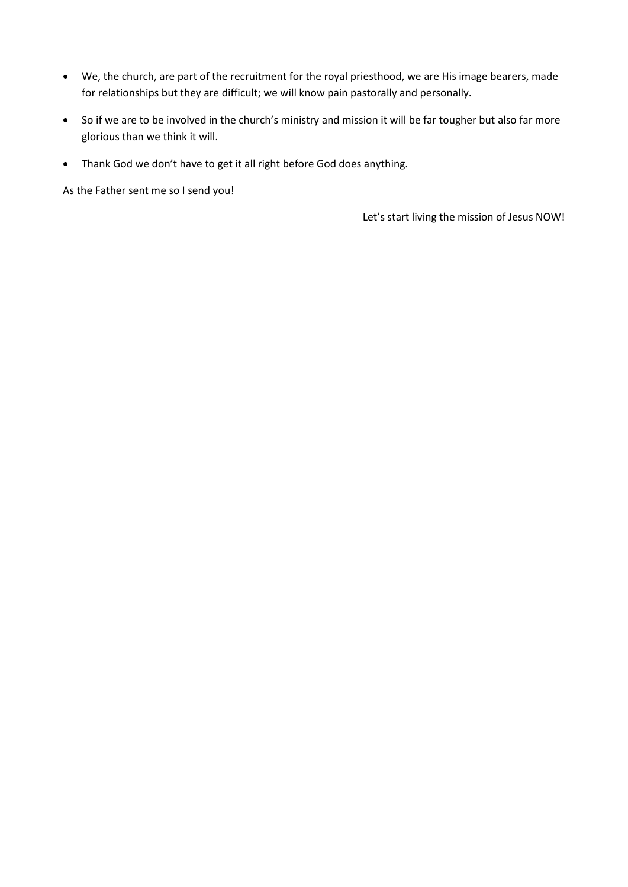- We, the church, are part of the recruitment for the royal priesthood, we are His image bearers, made for relationships but they are difficult; we will know pain pastorally and personally.
- So if we are to be involved in the church's ministry and mission it will be far tougher but also far more glorious than we think it will.
- Thank God we don't have to get it all right before God does anything.

As the Father sent me so I send you!

Let's start living the mission of Jesus NOW!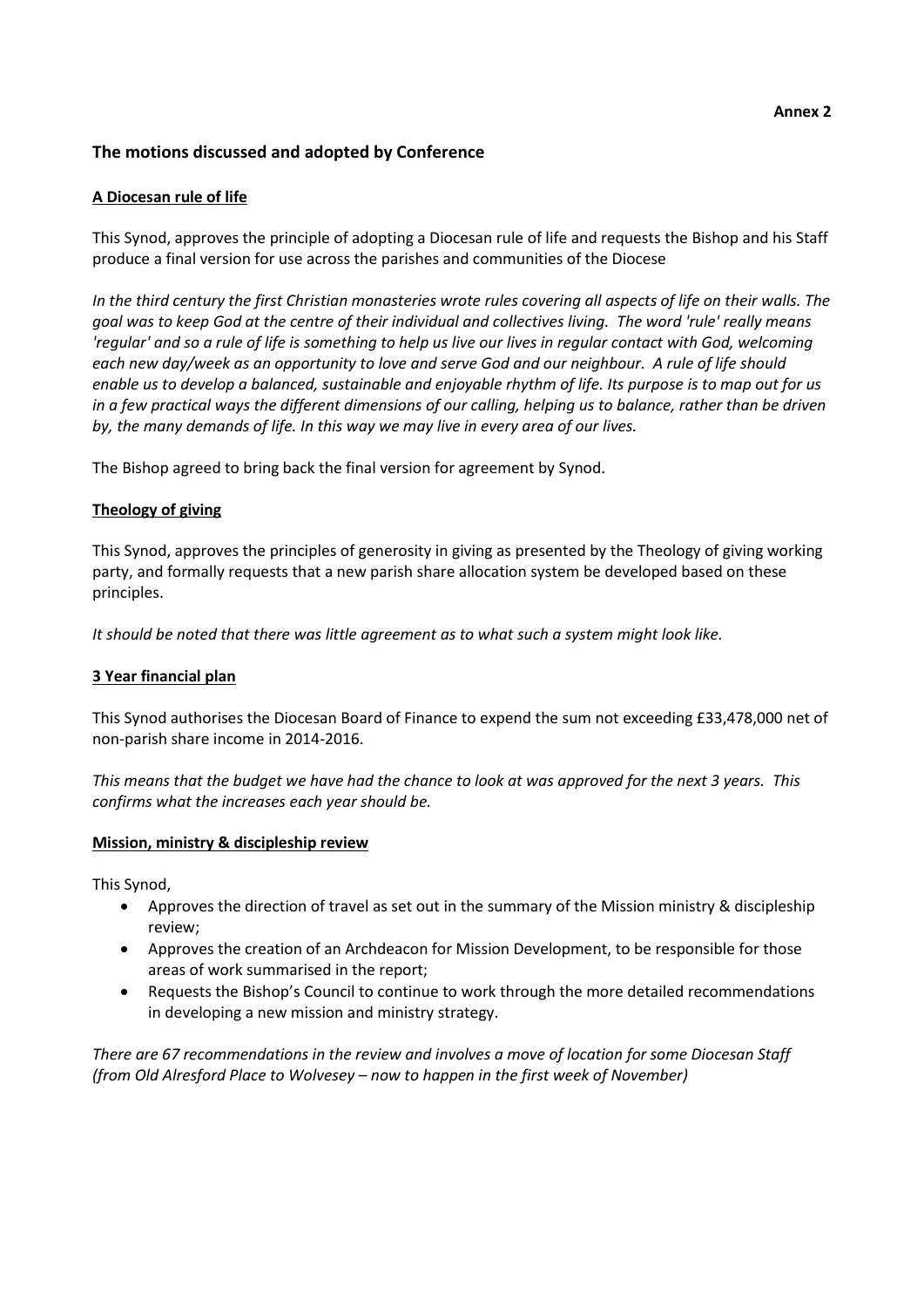**Annex 2**

## The motions discussed and adopted by Conference

### A Diocesan rule of life

This Synod, approves the principle of adopting a Diocesan rule of life and requests the Bishop and his Staff produce a final version for use across the parishes and communities of the Diocese

*In the third century the first Christian monasteries wrote rules covering all aspects of life on their walls. The goal was to keep God at the centre of their individual and collectives living. The word 'rule' really means 'regular' and so a rule of life is something to help us live our lives in regular contact with God, welcoming each new day/week as an opportunity to love and serve God and our neighbour. A rule of life should enable us to develop a balanced, sustainable and enjoyable rhythm of life. Its purpose is to map out for us in a few practical ways the different dimensions of our calling, helping us to balance, rather than be driven by, the many demands of life. In this way we may live in every area of our lives.*

The Bishop agreed to bring back the final version for agreement by Synod.

### Theology of giving

This Synod, approves the principles of generosity in giving as presented by the Theology of giving working party, and formally requests that a new parish share allocation system be developed based on these principles.

*It should be noted that there was little agreement as to what such a system might look like.*

### 3 Year financial plan

This Synod authorises the Diocesan Board of Finance to expend the sum not exceeding £33,478,000 net of non-parish share income in 2014-2016.

*This means that the budget we have had the chance to look at was approved for the next 3 years. This confirms what the increases each year should be.*

### Mission, ministry & discipleship review

This Synod,

- Approves the direction of travel as set out in the summary of the Mission ministry & discipleship review;
- Approves the creation of an Archdeacon for Mission Development, to be responsible for those areas of work summarised in the report;
- Requests the Bishop's Council to continue to work through the more detailed recommendations in developing a new mission and ministry strategy.

*There are 67 recommendations in the review and involves a move of location for some Diocesan Staff (from Old Alresford Place to Wolvesey – now to happen in the first week of November)*